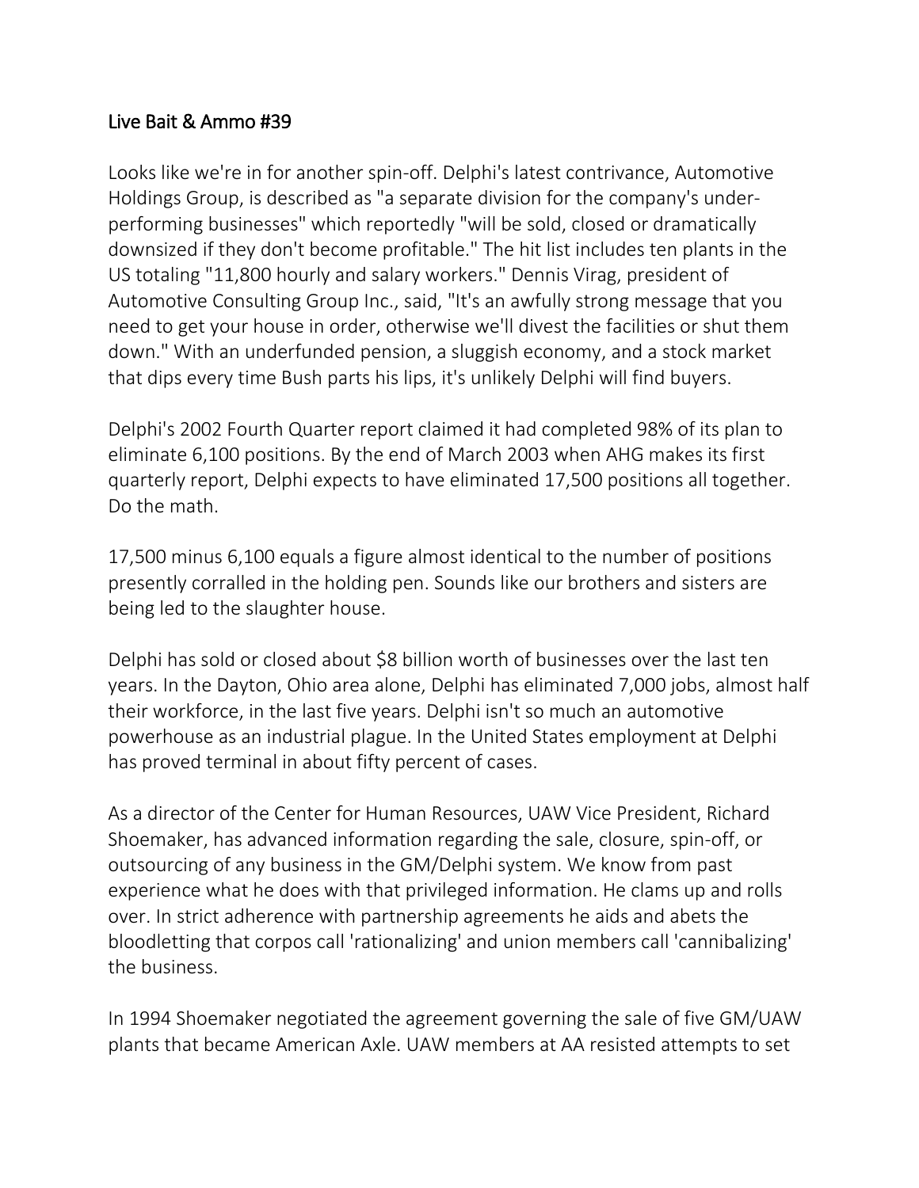# Live Bait & Ammo #39

Looks like we're in for another spin-off. Delphi's latest contrivance, Automotive Holdings Group, is described as "a separate division for the company's under-performing businesses" which reportedly "will be sold, closed or dramatically downsized if they don't become profitable." The hit list includes ten plants in the US totaling "11,800 hourly and salary workers." Dennis Virag, president of Automotive Consulting Group Inc., said, "It's an awfully strong message that you need to get your house in order, otherwise we'll divest the facilities or shut them down." With an underfunded pension, a sluggish economy, and a stock market that dips every time Bush parts his lips, it's unlikely Delphi will find buyers.

Delphi's 2002 Fourth Quarter report claimed it had completed 98% of its plan to eliminate 6,100 positions. By the end of March 2003 when AHG makes its first quarterly report, Delphi expects to have eliminated 17,500 positions all together. Do the math.

17,500 minus 6,100 equals a figure almost identical to the number of positions presently corralled in the holding pen. Sounds like our brothers and sisters are being led to the slaughter house.

Delphi has sold or closed about $8 billion worth of businesses over the last ten years. In the Dayton, Ohio area alone, Delphi has eliminated 7,000 jobs, almost half their workforce, in the last five years. Delphi isn't so much an automotive powerhouse as an industrial plague. In the United States employment at Delphi has proved terminal in about fifty percent of cases.

As a director of the Center for Human Resources, UAW Vice President, Richard Shoemaker, has advanced information regarding the sale, closure, spin-off, or outsourcing of any business in the GM/Delphi system. We know from past experience what he does with that privileged information. He clams up and rolls over. In strict adherence with partnership agreements he aids and abets the bloodletting that corpos call 'rationalizing' and union members call 'cannibalizing' the business.

In 1994 Shoemaker negotiated the agreement governing the sale of five GM/UAW plants that became American Axle. UAW members at AA resisted attempts to set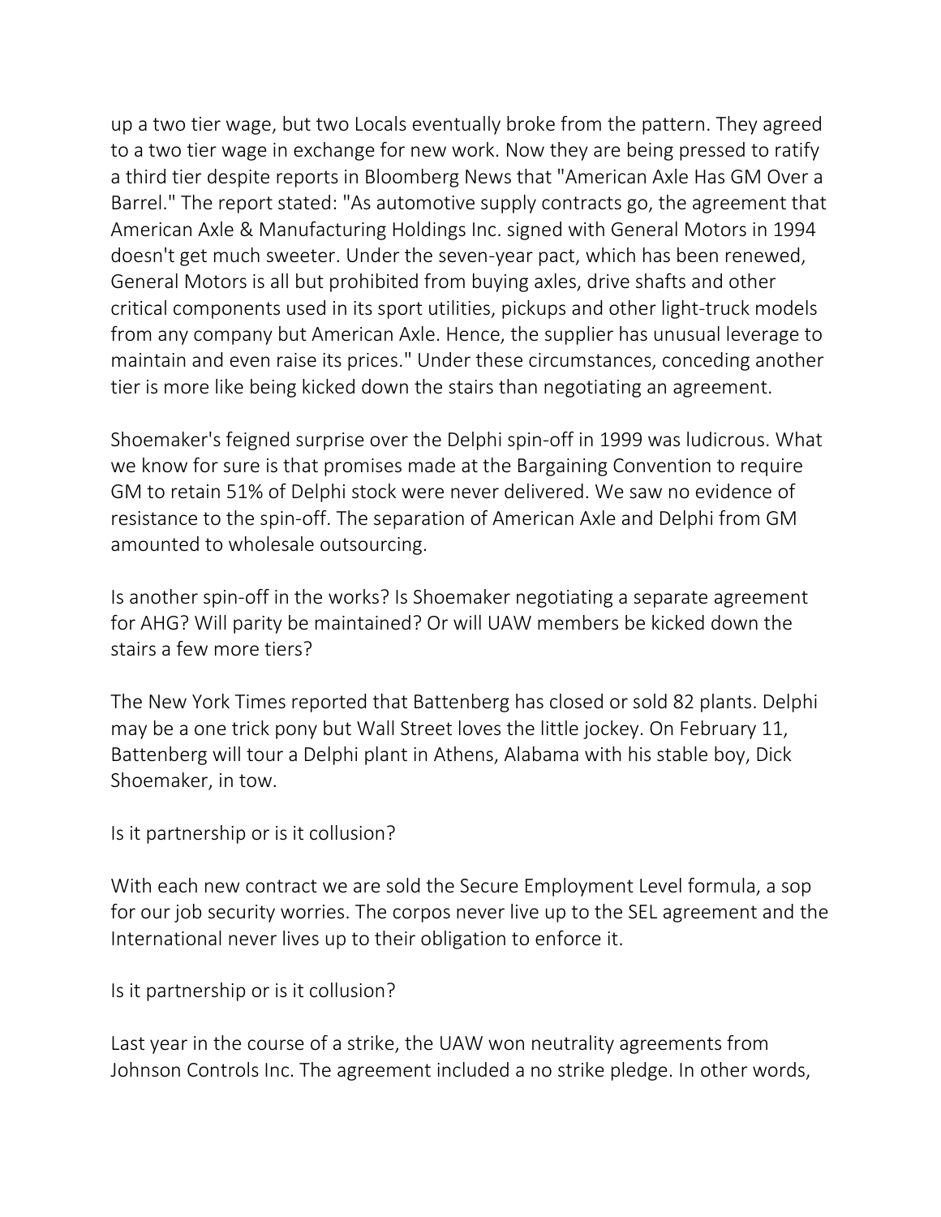up a two tier wage, but two Locals eventually broke from the pattern. They agreed to a two tier wage in exchange for new work. Now they are being pressed to ratify a third tier despite reports in Bloomberg News that "American Axle Has GM Over a Barrel." The report stated: "As automotive supply contracts go, the agreement that American Axle & Manufacturing Holdings Inc. signed with General Motors in 1994 doesn't get much sweeter. Under the seven-year pact, which has been renewed, General Motors is all but prohibited from buying axles, drive shafts and other critical components used in its sport utilities, pickups and other light-truck models from any company but American Axle. Hence, the supplier has unusual leverage to maintain and even raise its prices." Under these circumstances, conceding another tier is more like being kicked down the stairs than negotiating an agreement.

Shoemaker's feigned surprise over the Delphi spin-off in 1999 was ludicrous. What we know for sure is that promises made at the Bargaining Convention to require GM to retain 51% of Delphi stock were never delivered. We saw no evidence of resistance to the spin-off. The separation of American Axle and Delphi from GM amounted to wholesale outsourcing.

Is another spin-off in the works? Is Shoemaker negotiating a separate agreement for AHG? Will parity be maintained? Or will UAW members be kicked down the stairs a few more tiers?

The New York Times reported that Battenberg has closed or sold 82 plants. Delphi may be a one trick pony but Wall Street loves the little jockey. On February 11, Battenberg will tour a Delphi plant in Athens, Alabama with his stable boy, Dick Shoemaker, in tow.

Is it partnership or is it collusion?

With each new contract we are sold the Secure Employment Level formula, a sop for our job security worries. The corpos never live up to the SEL agreement and the International never lives up to their obligation to enforce it.

Is it partnership or is it collusion?

Last year in the course of a strike, the UAW won neutrality agreements from Johnson Controls Inc. The agreement included a no strike pledge. In other words,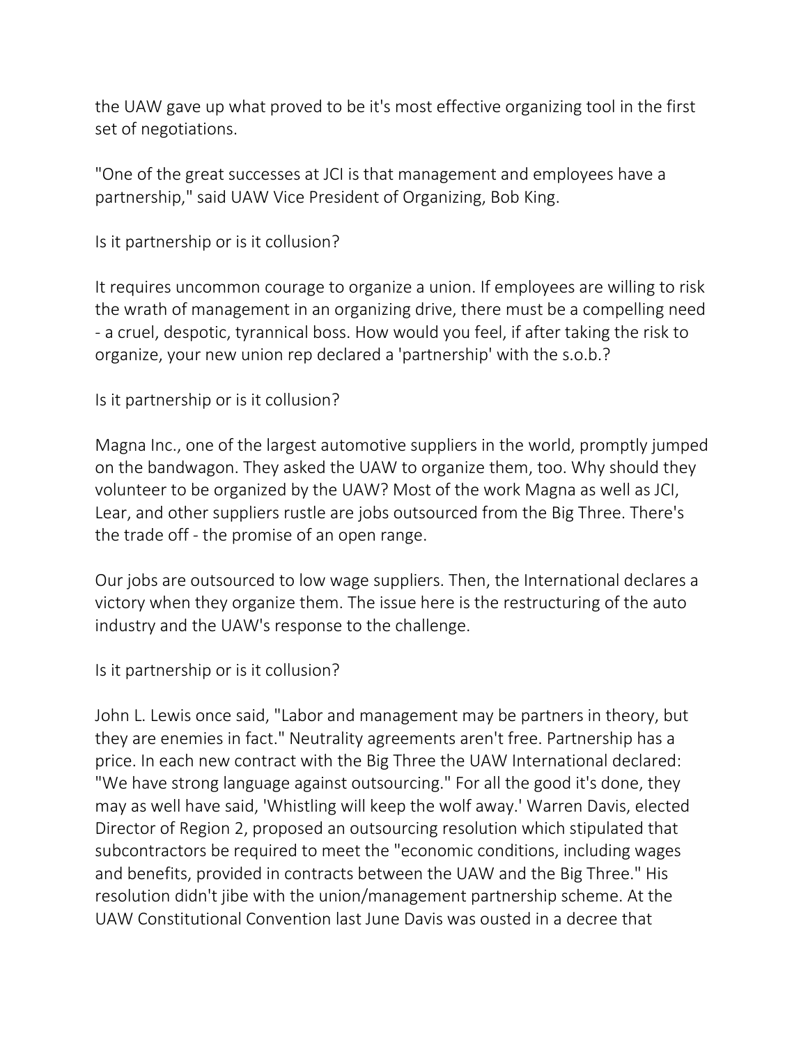the UAW gave up what proved to be it's most effective organizing tool in the first set of negotiations.

"One of the great successes at JCI is that management and employees have a partnership," said UAW Vice President of Organizing, Bob King.

Is it partnership or is it collusion?

It requires uncommon courage to organize a union. If employees are willing to risk the wrath of management in an organizing drive, there must be a compelling need - a cruel, despotic, tyrannical boss. How would you feel, if after taking the risk to organize, your new union rep declared a 'partnership' with the s.o.b.?

Is it partnership or is it collusion?

Magna Inc., one of the largest automotive suppliers in the world, promptly jumped on the bandwagon. They asked the UAW to organize them, too. Why should they volunteer to be organized by the UAW? Most of the work Magna as well as JCI, Lear, and other suppliers rustle are jobs outsourced from the Big Three. There's the trade off - the promise of an open range.

Our jobs are outsourced to low wage suppliers. Then, the International declares a victory when they organize them. The issue here is the restructuring of the auto industry and the UAW's response to the challenge.

Is it partnership or is it collusion?

John L. Lewis once said, "Labor and management may be partners in theory, but they are enemies in fact." Neutrality agreements aren't free. Partnership has a price. In each new contract with the Big Three the UAW International declared: "We have strong language against outsourcing." For all the good it's done, they may as well have said, 'Whistling will keep the wolf away.' Warren Davis, elected Director of Region 2, proposed an outsourcing resolution which stipulated that subcontractors be required to meet the "economic conditions, including wages and benefits, provided in contracts between the UAW and the Big Three." His resolution didn't jibe with the union/management partnership scheme. At the UAW Constitutional Convention last June Davis was ousted in a decree that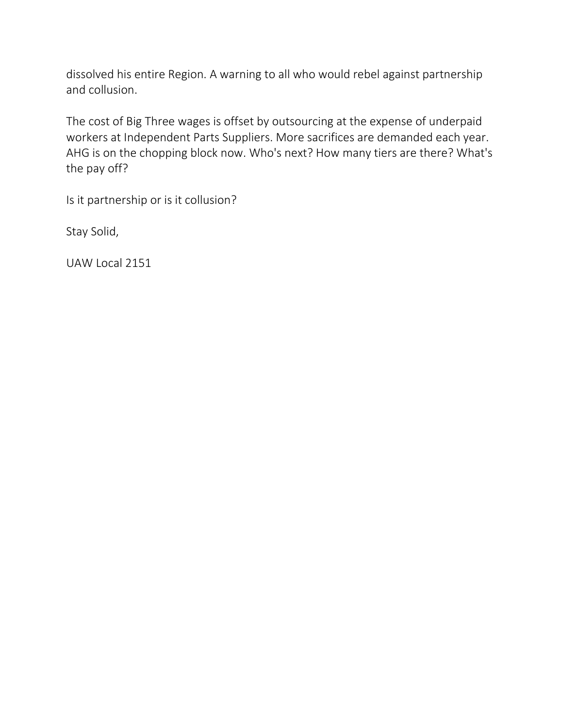dissolved his entire Region. A warning to all who would rebel against partnership and collusion.

The cost of Big Three wages is offset by outsourcing at the expense of underpaid workers at Independent Parts Suppliers. More sacrifices are demanded each year. AHG is on the chopping block now. Who's next? How many tiers are there? What's the pay off?

Is it partnership or is it collusion?

Stay Solid,

UAW Local 2151